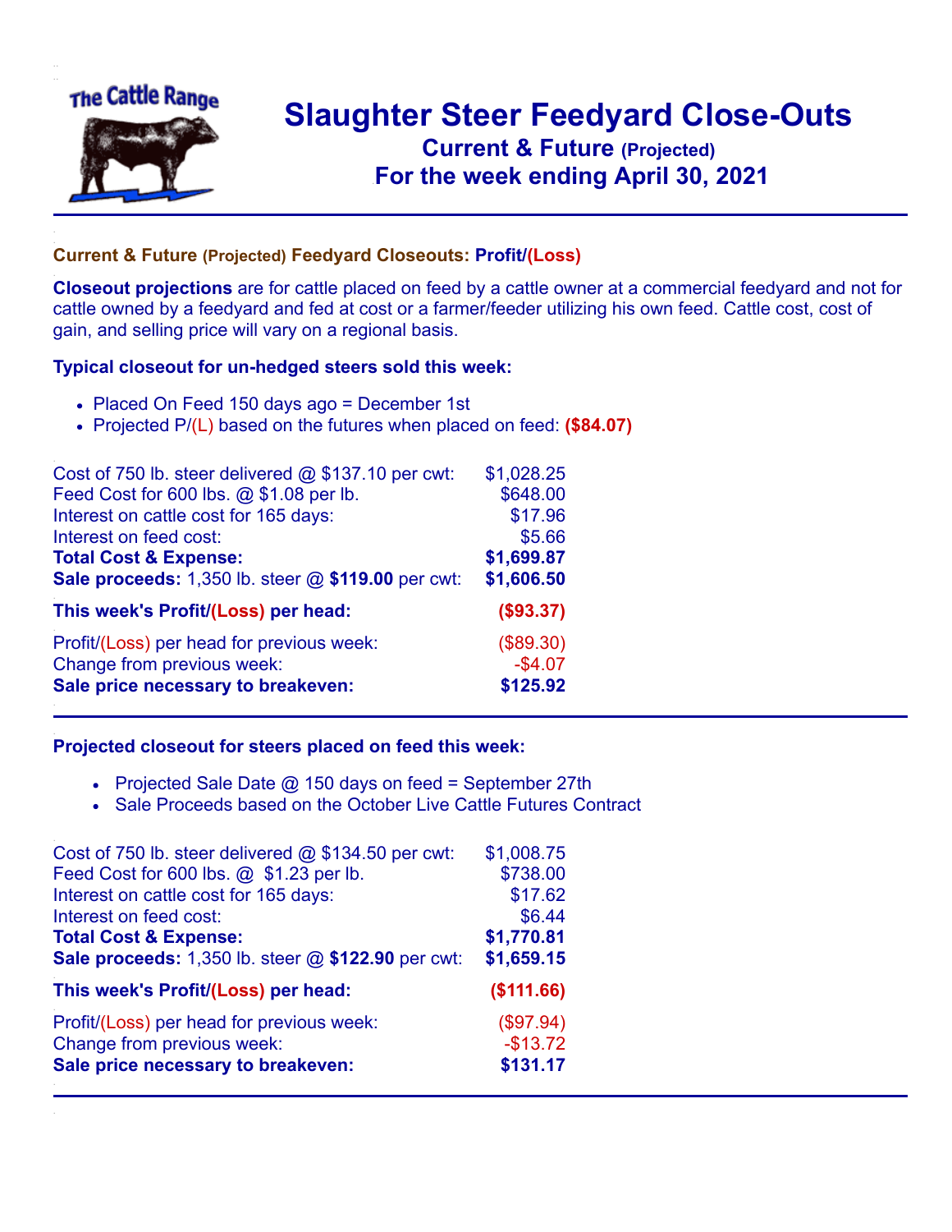# Slaughter Steer Feedyard Close-Outs

## Current & Future (Projected)

## For the week ending April 30, 2021

### Current & Future (Projected) Feedyard Closeouts: Profit/(Loss)

**Closeout projections** are for cattle placed on feed by a cattle owner at a commercial feedyard and not for cattle owned by a feedyard and fed at cost or a farmer/feeder utilizing his own feed. Cattle cost, cost of gain, and selling price will vary on a regional basis.

### Typical closeout for un-hedged steers sold this week:

- Placed On Feed 150 days ago = December 1st
- Projected P/(L) based on the futures when placed on feed: **($84.07)**

| | |
|---|---|
| Cost of 750 lb. steer delivered @ $137.10 per cwt: | $1,028.25 |
| Feed Cost for 600 lbs. @ $1.08 per lb. | $648.00 |
| Interest on cattle cost for 165 days: | $17.96 |
| Interest on feed cost: | $5.66 |
| **Total Cost & Expense:** | **$1,699.87** |
| **Sale proceeds:** 1,350 lb. steer @ **$119.00** per cwt: | **$1,606.50** |
| **This week's Profit/(Loss) per head:** | **($93.37)** |
| Profit/(Loss) per head for previous week: | ($89.30) |
| Change from previous week: | -$4.07 |
| **Sale price necessary to breakeven:** | **$125.92** |

### Projected closeout for steers placed on feed this week:

- Projected Sale Date @ 150 days on feed = September 27th
- Sale Proceeds based on the October Live Cattle Futures Contract

| | |
|---|---|
| Cost of 750 lb. steer delivered @ $134.50 per cwt: | $1,008.75 |
| Feed Cost for 600 lbs. @ $1.23 per lb. | $738.00 |
| Interest on cattle cost for 165 days: | $17.62 |
| Interest on feed cost: | $6.44 |
| **Total Cost & Expense:** | **$1,770.81** |
| **Sale proceeds:** 1,350 lb. steer @ **$122.90** per cwt: | **$1,659.15** |
| **This week's Profit/(Loss) per head:** | **($111.66)** |
| Profit/(Loss) per head for previous week: | ($97.94) |
| Change from previous week: | -$13.72 |
| **Sale price necessary to breakeven:** | **$131.17** |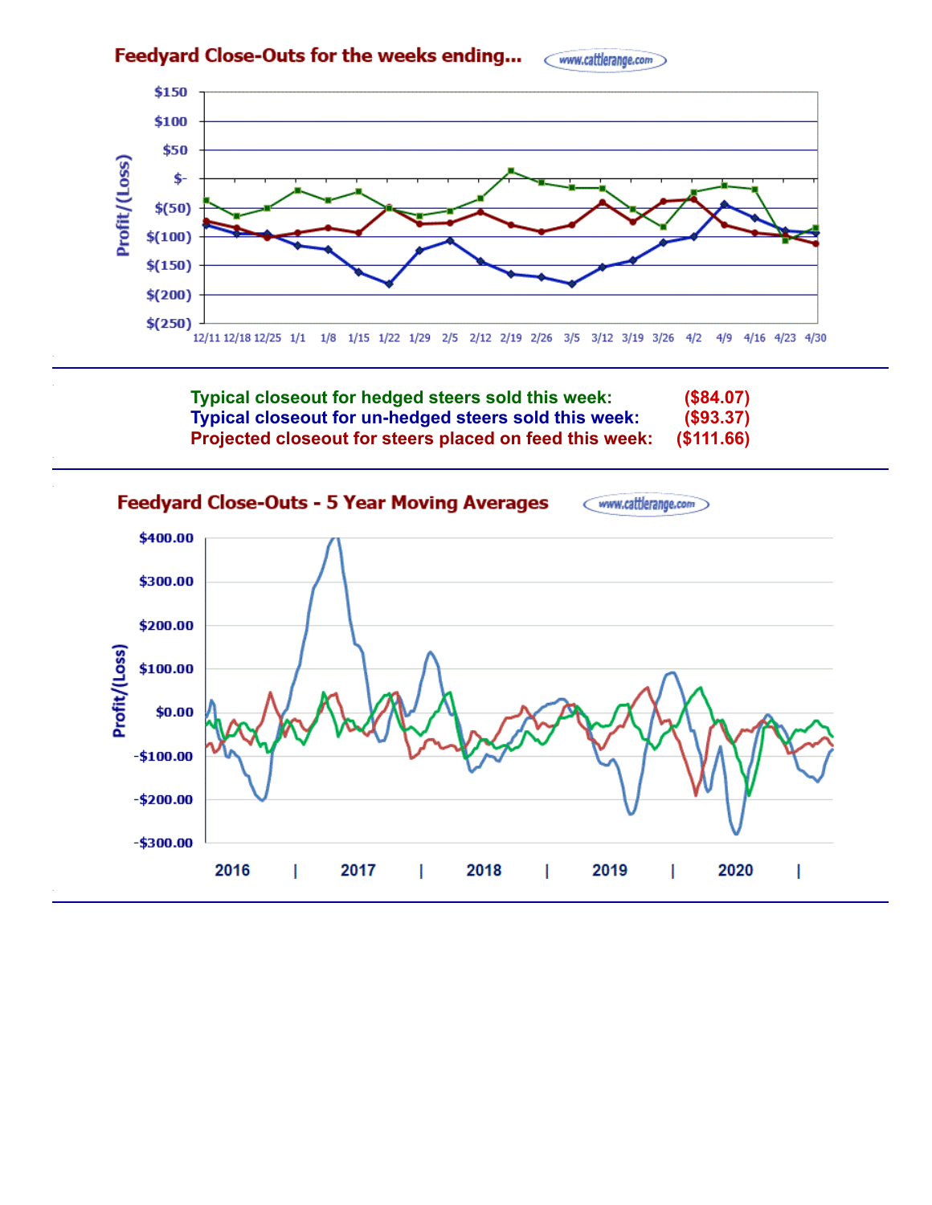## Feedyard Close-Outs for the weeks ending...

www.cattlerange.com

Profit/(Loss)

$150
$100
$50
$-
$(50)
$(100)
$(150)
$(200)
$(250)

12/11 12/18 12/25 1/1 1/8 1/15 1/22 1/29 2/5 2/12 2/19 2/26 3/5 3/12 3/19 3/26 4/2 4/9 4/16 4/23 4/30

---

**Typical closeout for hedged steers sold this week: ($84.07)**
**Typical closeout for un-hedged steers sold this week: ($93.37)**
**Projected closeout for steers placed on feed this week: ($111.66)**

---

## Feedyard Close-Outs - 5 Year Moving Averages

www.cattlerange.com

Profit/(Loss)

$400.00
$300.00
$200.00
$100.00
$0.00
-$100.00
-$200.00
-$300.00

2016 | 2017 | 2018 | 2019 | 2020 |